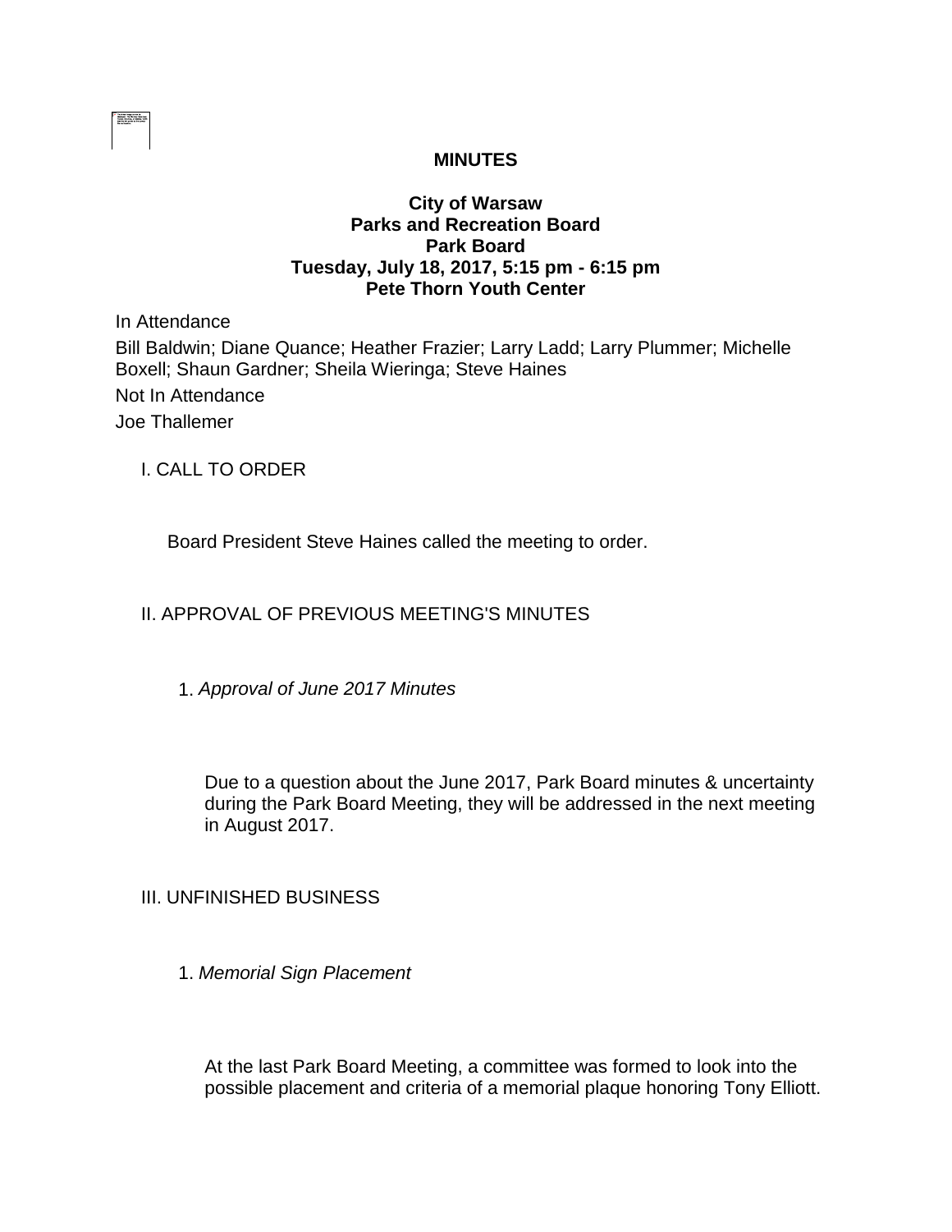# MINUTES

## City of Warsaw
## Parks and Recreation Board
## Park Board
## Tuesday, July 18, 2017, 5:15 pm - 6:15 pm
## Pete Thorn Youth Center

In Attendance

Bill Baldwin; Diane Quance; Heather Frazier; Larry Ladd; Larry Plummer; Michelle Boxell; Shaun Gardner; Sheila Wieringa; Steve Haines

Not In Attendance

Joe Thallemer

I. CALL TO ORDER

Board President Steve Haines called the meeting to order.

II. APPROVAL OF PREVIOUS MEETING'S MINUTES

1. *Approval of June 2017 Minutes*

Due to a question about the June 2017, Park Board minutes & uncertainty during the Park Board Meeting, they will be addressed in the next meeting in August 2017.

III. UNFINISHED BUSINESS

1. *Memorial Sign Placement*

At the last Park Board Meeting, a committee was formed to look into the possible placement and criteria of a memorial plaque honoring Tony Elliott.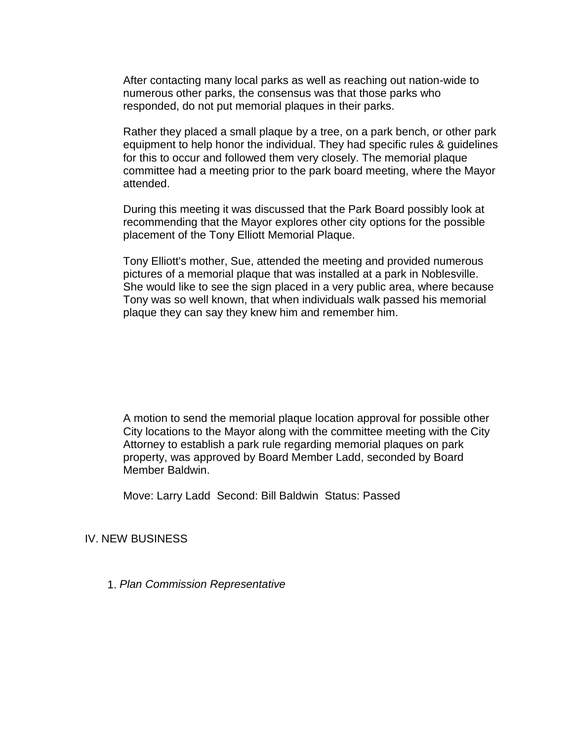After contacting many local parks as well as reaching out nation-wide to numerous other parks, the consensus was that those parks who responded, do not put memorial plaques in their parks.

Rather they placed a small plaque by a tree, on a park bench, or other park equipment to help honor the individual. They had specific rules & guidelines for this to occur and followed them very closely. The memorial plaque committee had a meeting prior to the park board meeting, where the Mayor attended.

During this meeting it was discussed that the Park Board possibly look at recommending that the Mayor explores other city options for the possible placement of the Tony Elliott Memorial Plaque.

Tony Elliott's mother, Sue, attended the meeting and provided numerous pictures of a memorial plaque that was installed at a park in Noblesville. She would like to see the sign placed in a very public area, where because Tony was so well known, that when individuals walk passed his memorial plaque they can say they knew him and remember him.

A motion to send the memorial plaque location approval for possible other City locations to the Mayor along with the committee meeting with the City Attorney to establish a park rule regarding memorial plaques on park property, was approved by Board Member Ladd, seconded by Board Member Baldwin.

Move: Larry Ladd  Second: Bill Baldwin  Status: Passed

## IV. NEW BUSINESS

1. *Plan Commission Representative*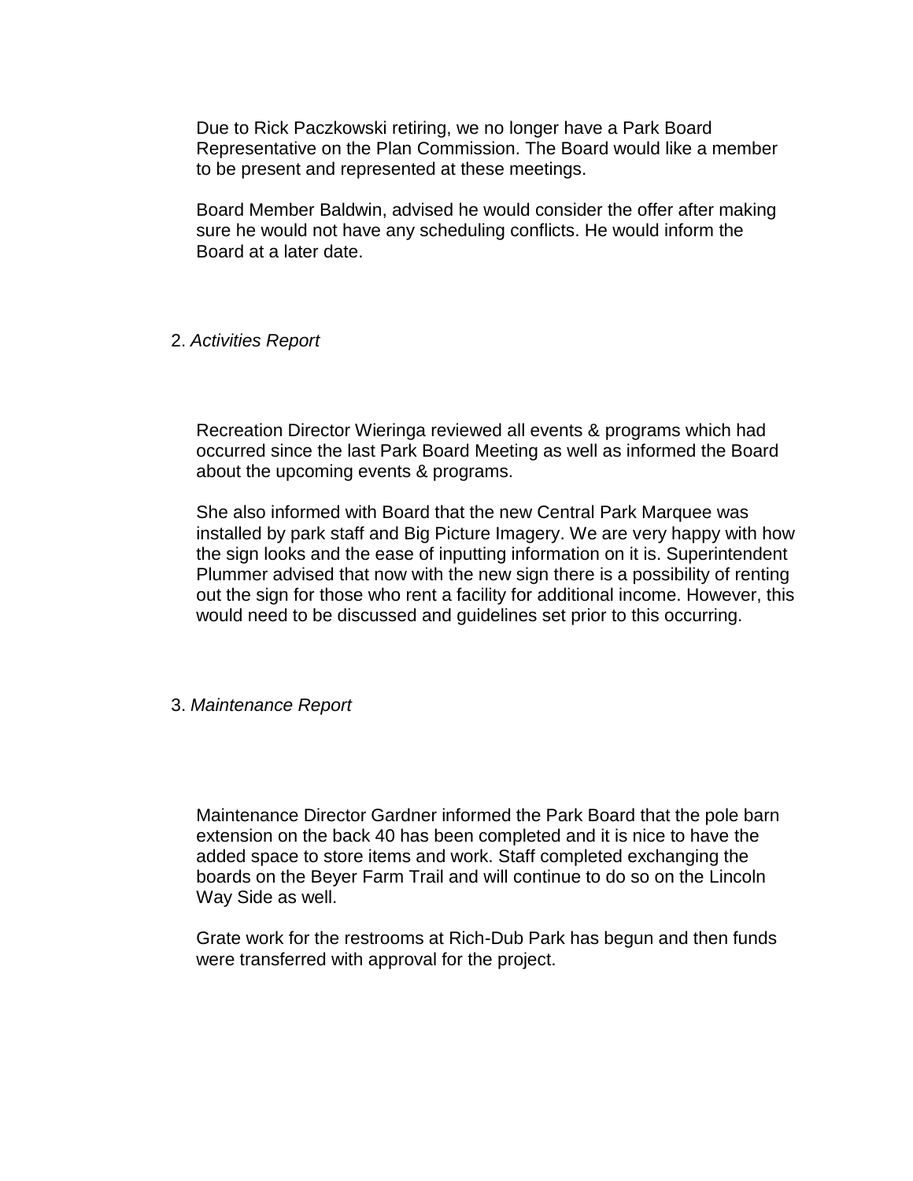Due to Rick Paczkowski retiring, we no longer have a Park Board Representative on the Plan Commission. The Board would like a member to be present and represented at these meetings.

Board Member Baldwin, advised he would consider the offer after making sure he would not have any scheduling conflicts. He would inform the Board at a later date.

2. *Activities Report*

Recreation Director Wieringa reviewed all events & programs which had occurred since the last Park Board Meeting as well as informed the Board about the upcoming events & programs.

She also informed with Board that the new Central Park Marquee was installed by park staff and Big Picture Imagery. We are very happy with how the sign looks and the ease of inputting information on it is. Superintendent Plummer advised that now with the new sign there is a possibility of renting out the sign for those who rent a facility for additional income. However, this would need to be discussed and guidelines set prior to this occurring.

3. *Maintenance Report*

Maintenance Director Gardner informed the Park Board that the pole barn extension on the back 40 has been completed and it is nice to have the added space to store items and work. Staff completed exchanging the boards on the Beyer Farm Trail and will continue to do so on the Lincoln Way Side as well.

Grate work for the restrooms at Rich-Dub Park has begun and then funds were transferred with approval for the project.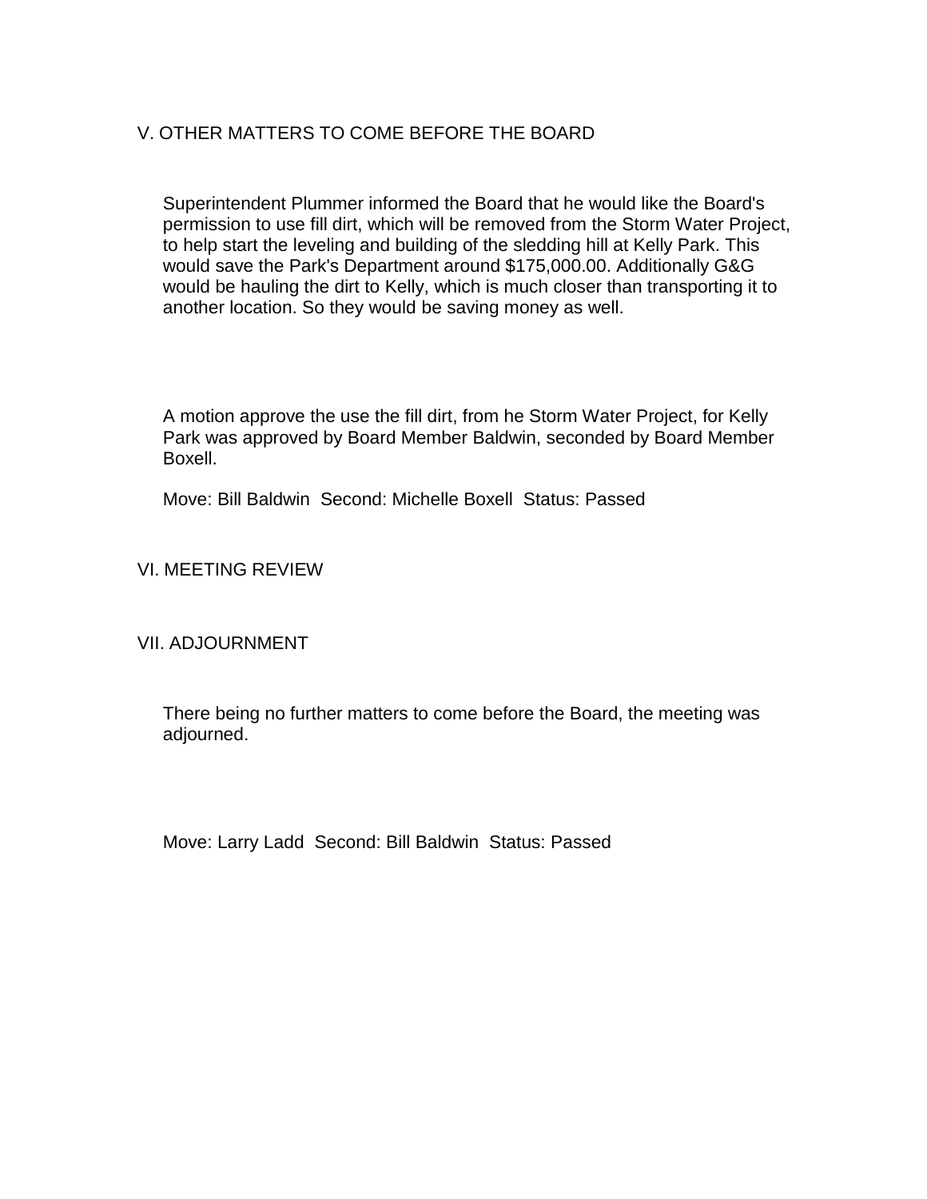## V. OTHER MATTERS TO COME BEFORE THE BOARD

Superintendent Plummer informed the Board that he would like the Board's permission to use fill dirt, which will be removed from the Storm Water Project, to help start the leveling and building of the sledding hill at Kelly Park. This would save the Park's Department around $175,000.00. Additionally G&G would be hauling the dirt to Kelly, which is much closer than transporting it to another location. So they would be saving money as well.

A motion approve the use the fill dirt, from he Storm Water Project, for Kelly Park was approved by Board Member Baldwin, seconded by Board Member Boxell.

Move: Bill Baldwin  Second: Michelle Boxell  Status: Passed

## VI. MEETING REVIEW

## VII. ADJOURNMENT

There being no further matters to come before the Board, the meeting was adjourned.

Move: Larry Ladd  Second: Bill Baldwin  Status: Passed